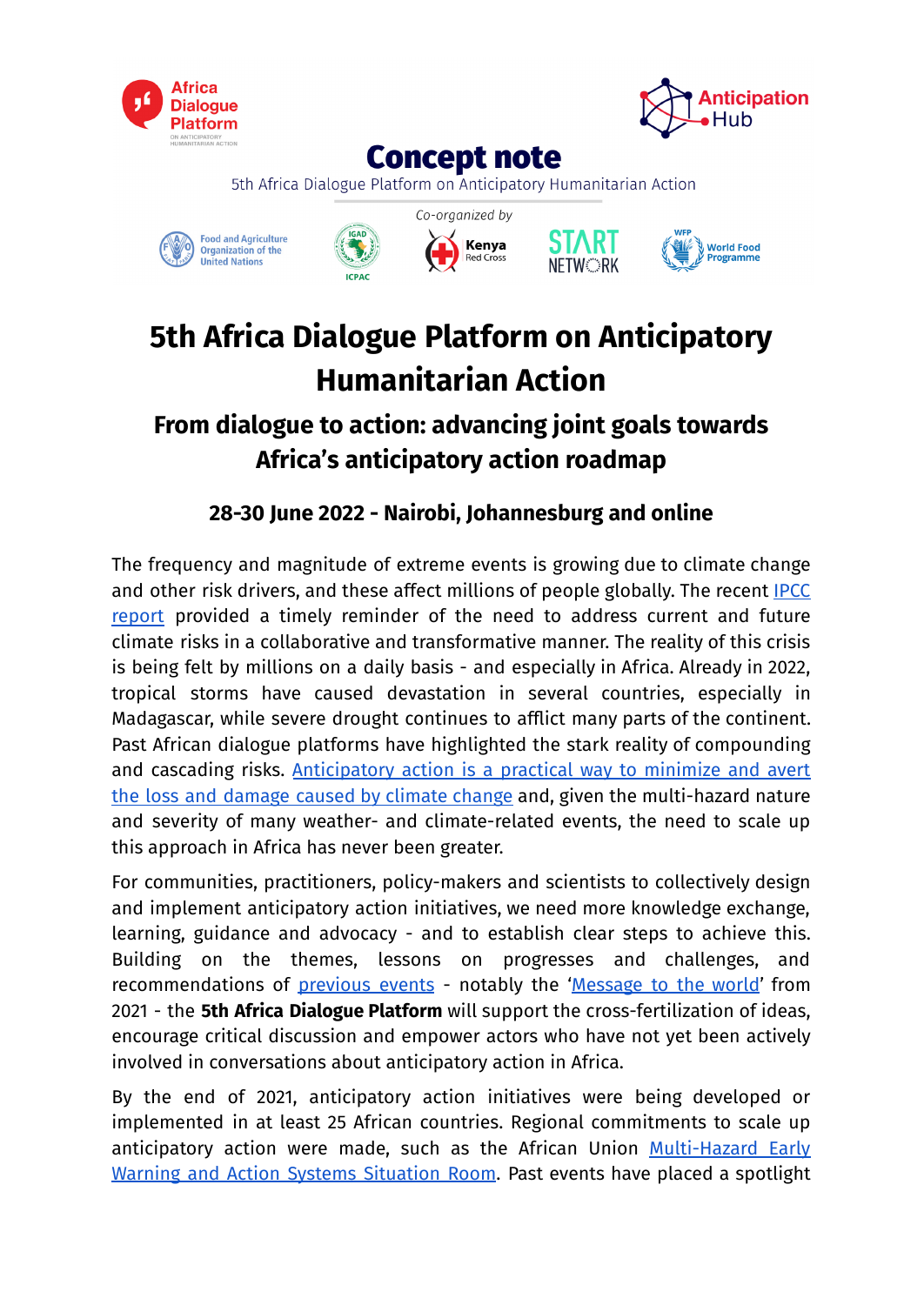Concept note

5th Africa Dialogue Platform on Anticipatory Humanitarian Action

*Co-organized by*

# 5th Africa Dialogue Platform on Anticipatory Humanitarian Action

## From dialogue to action: advancing joint goals towards Africa's anticipatory action roadmap

### 28-30 June 2022 - Nairobi, Johannesburg and online

The frequency and magnitude of extreme events is growing due to climate change and other risk drivers, and these affect millions of people globally. The recent IPCC report provided a timely reminder of the need to address current and future climate risks in a collaborative and transformative manner. The reality of this crisis is being felt by millions on a daily basis - and especially in Africa. Already in 2022, tropical storms have caused devastation in several countries, especially in Madagascar, while severe drought continues to afflict many parts of the continent. Past African dialogue platforms have highlighted the stark reality of compounding and cascading risks. Anticipatory action is a practical way to minimize and avert the loss and damage caused by climate change and, given the multi-hazard nature and severity of many weather- and climate-related events, the need to scale up this approach in Africa has never been greater.

For communities, practitioners, policy-makers and scientists to collectively design and implement anticipatory action initiatives, we need more knowledge exchange, learning, guidance and advocacy - and to establish clear steps to achieve this. Building on the themes, lessons on progresses and challenges, and recommendations of previous events - notably the 'Message to the world' from 2021 - the **5th Africa Dialogue Platform** will support the cross-fertilization of ideas, encourage critical discussion and empower actors who have not yet been actively involved in conversations about anticipatory action in Africa.

By the end of 2021, anticipatory action initiatives were being developed or implemented in at least 25 African countries. Regional commitments to scale up anticipatory action were made, such as the African Union Multi-Hazard Early Warning and Action Systems Situation Room. Past events have placed a spotlight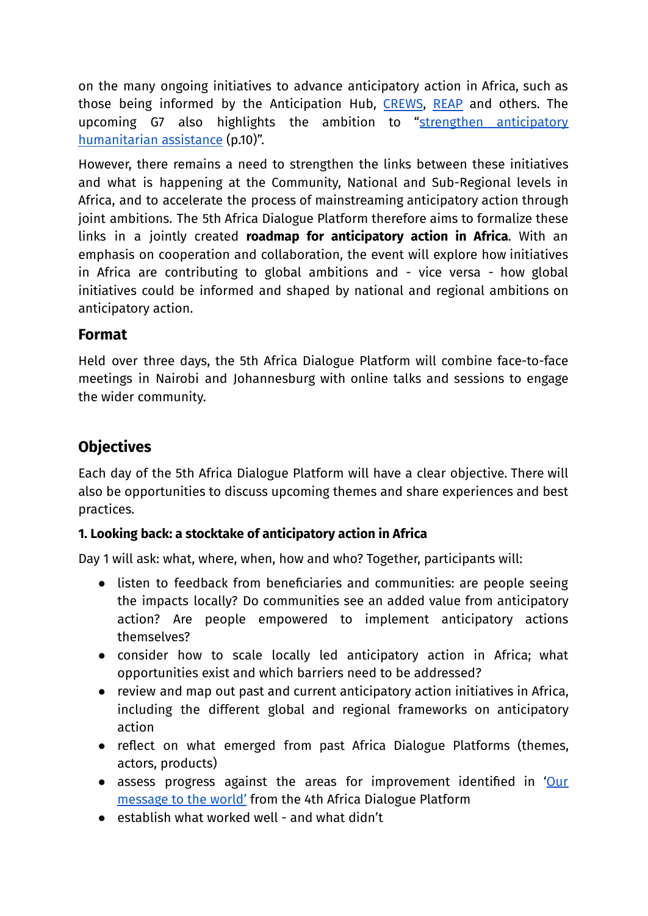on the many ongoing initiatives to advance anticipatory action in Africa, such as those being informed by the Anticipation Hub, [CREWS](), [REAP]() and others. The upcoming G7 also highlights the ambition to "[strengthen anticipatory humanitarian assistance]() (p.10)".

However, there remains a need to strengthen the links between these initiatives and what is happening at the Community, National and Sub-Regional levels in Africa, and to accelerate the process of mainstreaming anticipatory action through joint ambitions. The 5th Africa Dialogue Platform therefore aims to formalize these links in a jointly created **roadmap for anticipatory action in Africa**. With an emphasis on cooperation and collaboration, the event will explore how initiatives in Africa are contributing to global ambitions and - vice versa - how global initiatives could be informed and shaped by national and regional ambitions on anticipatory action.

## Format

Held over three days, the 5th Africa Dialogue Platform will combine face-to-face meetings in Nairobi and Johannesburg with online talks and sessions to engage the wider community.

## Objectives

Each day of the 5th Africa Dialogue Platform will have a clear objective. There will also be opportunities to discuss upcoming themes and share experiences and best practices.

### 1. Looking back: a stocktake of anticipatory action in Africa

Day 1 will ask: what, where, when, how and who? Together, participants will:

- listen to feedback from beneficiaries and communities: are people seeing the impacts locally? Do communities see an added value from anticipatory action? Are people empowered to implement anticipatory actions themselves?
- consider how to scale locally led anticipatory action in Africa; what opportunities exist and which barriers need to be addressed?
- review and map out past and current anticipatory action initiatives in Africa, including the different global and regional frameworks on anticipatory action
- reflect on what emerged from past Africa Dialogue Platforms (themes, actors, products)
- assess progress against the areas for improvement identified in '[Our message to the world]()' from the 4th Africa Dialogue Platform
- establish what worked well - and what didn't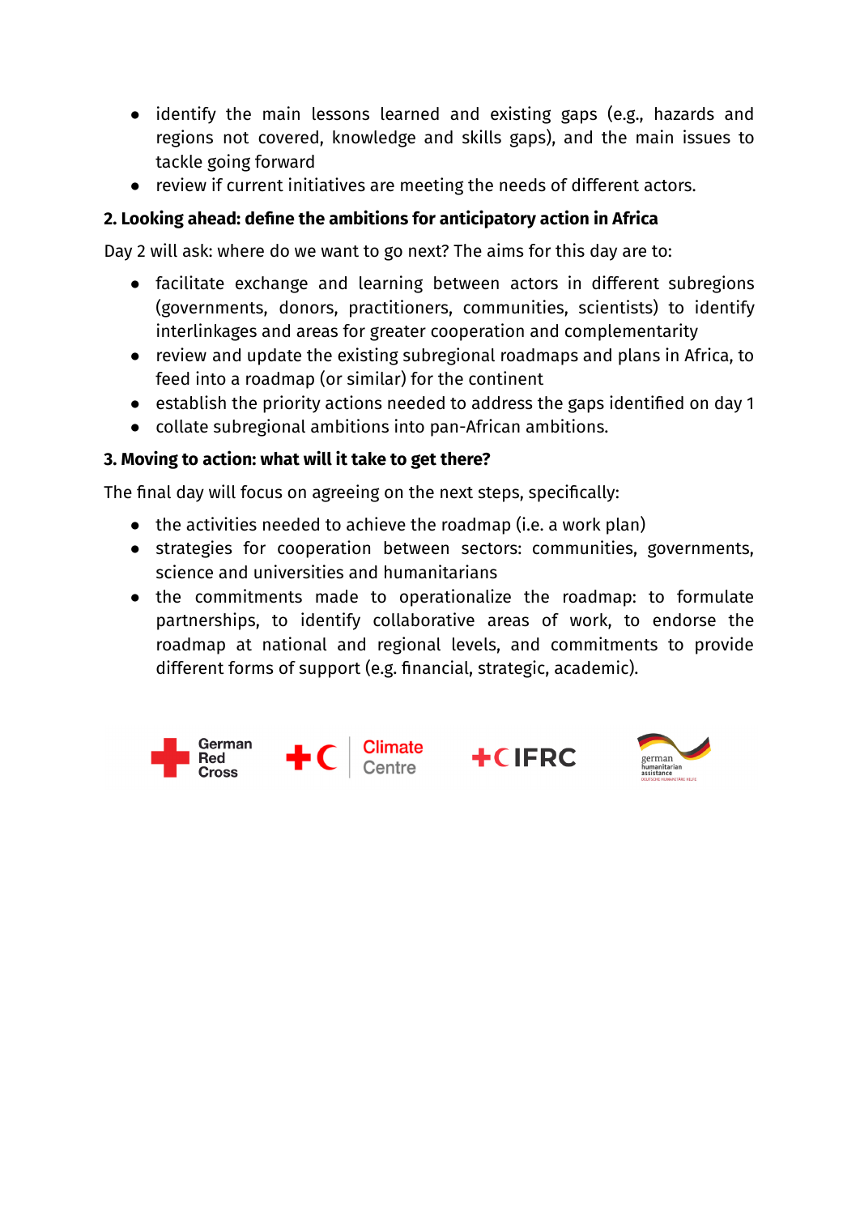- identify the main lessons learned and existing gaps (e.g., hazards and regions not covered, knowledge and skills gaps), and the main issues to tackle going forward
- review if current initiatives are meeting the needs of different actors.

**2. Looking ahead: define the ambitions for anticipatory action in Africa**

Day 2 will ask: where do we want to go next? The aims for this day are to:

- facilitate exchange and learning between actors in different subregions (governments, donors, practitioners, communities, scientists) to identify interlinkages and areas for greater cooperation and complementarity
- review and update the existing subregional roadmaps and plans in Africa, to feed into a roadmap (or similar) for the continent
- establish the priority actions needed to address the gaps identified on day 1
- collate subregional ambitions into pan-African ambitions.

**3. Moving to action: what will it take to get there?**

The final day will focus on agreeing on the next steps, specifically:

- the activities needed to achieve the roadmap (i.e. a work plan)
- strategies for cooperation between sectors: communities, governments, science and universities and humanitarians
- the commitments made to operationalize the roadmap: to formulate partnerships, to identify collaborative areas of work, to endorse the roadmap at national and regional levels, and commitments to provide different forms of support (e.g. financial, strategic, academic).